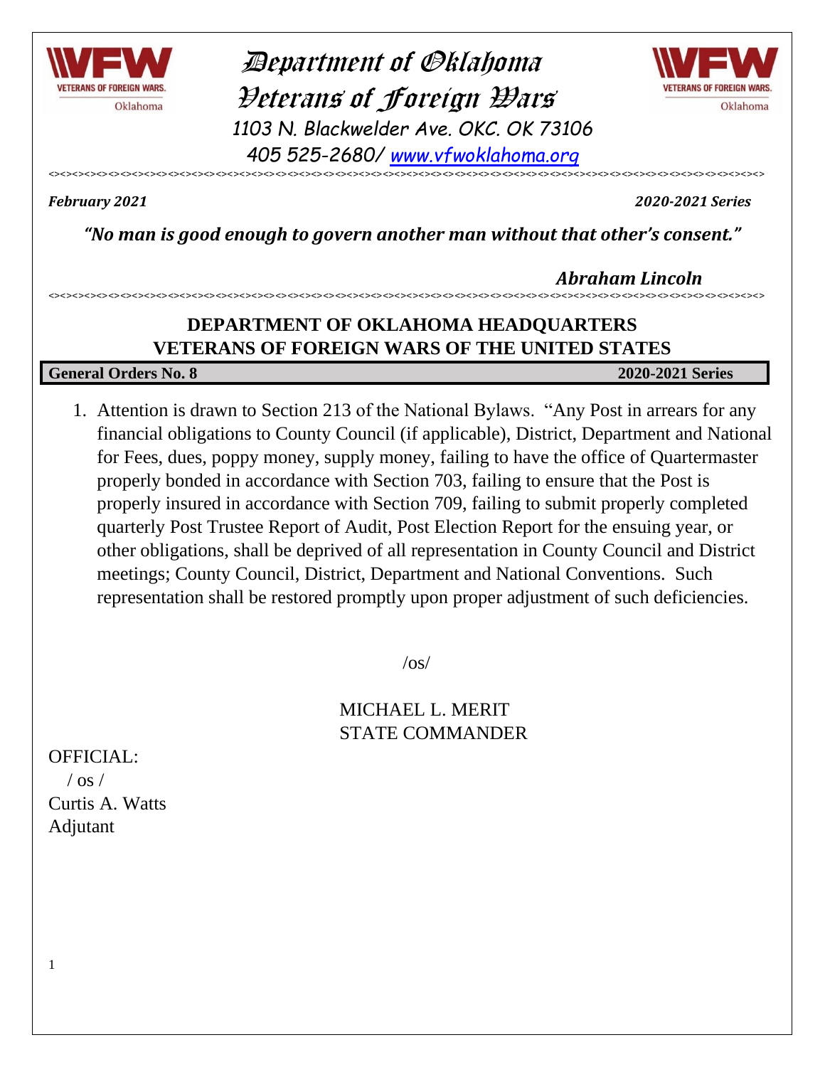# Department of Oklahoma Veterans of Foreign Wars

1103 N. Blackwelder Ave. OKC. OK 73106

405 525-2680/ www.vfwoklahoma.org

<><><><><><><><><><><><><><><><><><><><><><><><><><><><><><><><><><><><><><><><><><><><><><><><><><><><><><><><><><>

*February 2021* *2020-2021 Series*

***"No man is good enough to govern another man without that other's consent."***

***Abraham Lincoln***

<><><><><><><><><><><><><><><><><><><><><><><><><><><><><><><><><><><><><><><><><><><><><><><><><><><><><><><><><><>

## DEPARTMENT OF OKLAHOMA HEADQUARTERS
## VETERANS OF FOREIGN WARS OF THE UNITED STATES

**General Orders No. 8** **2020-2021 Series**

1. Attention is drawn to Section 213 of the National Bylaws. "Any Post in arrears for any financial obligations to County Council (if applicable), District, Department and National for Fees, dues, poppy money, supply money, failing to have the office of Quartermaster properly bonded in accordance with Section 703, failing to ensure that the Post is properly insured in accordance with Section 709, failing to submit properly completed quarterly Post Trustee Report of Audit, Post Election Report for the ensuing year, or other obligations, shall be deprived of all representation in County Council and District meetings; County Council, District, Department and National Conventions. Such representation shall be restored promptly upon proper adjustment of such deficiencies.

/os/

MICHAEL L. MERIT
STATE COMMANDER

OFFICIAL:
/ os /
Curtis A. Watts
Adjutant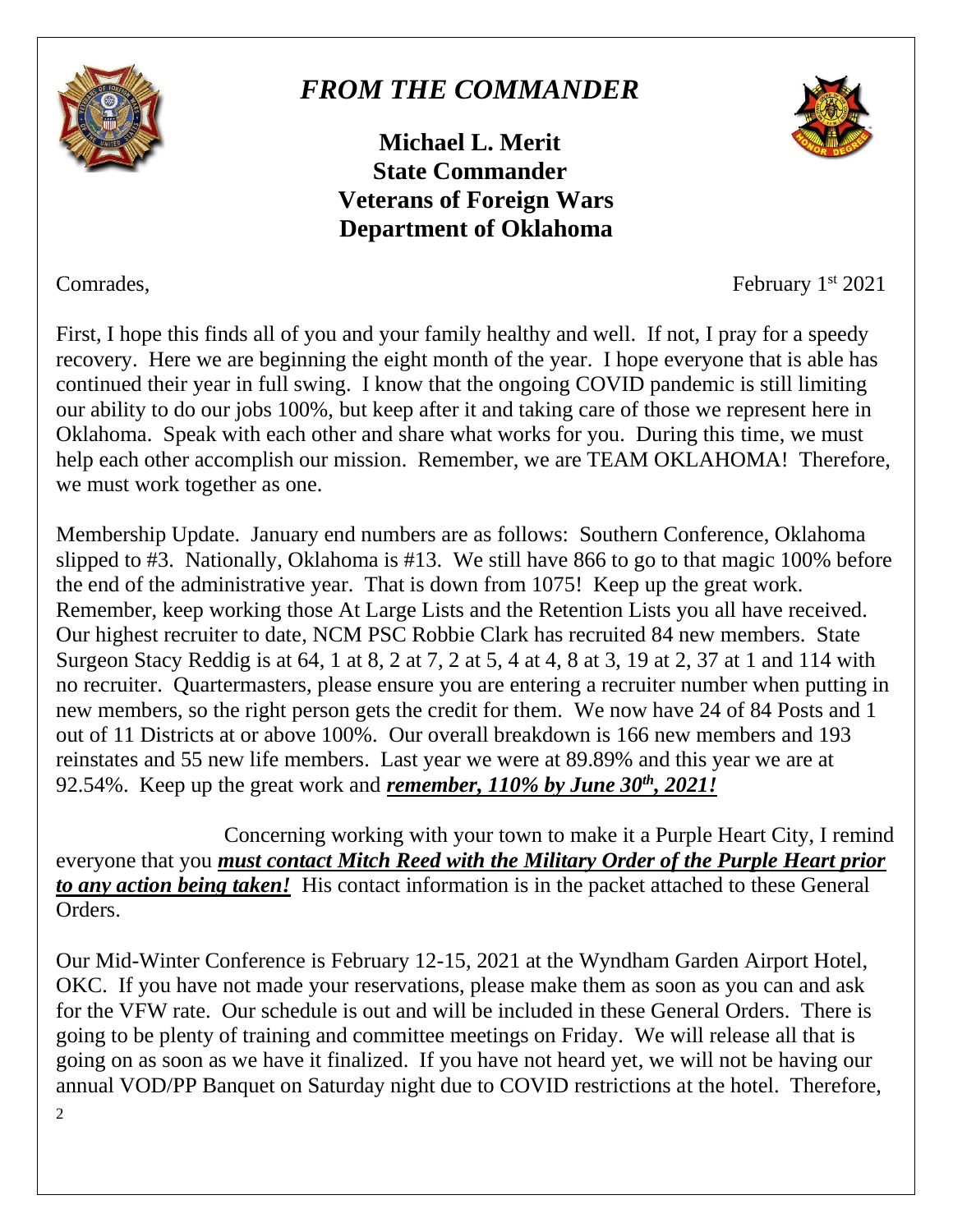# *FROM THE COMMANDER*

**Michael L. Merit**
**State Commander**
**Veterans of Foreign Wars**
**Department of Oklahoma**

Comrades, February 1st 2021

First, I hope this finds all of you and your family healthy and well. If not, I pray for a speedy recovery. Here we are beginning the eight month of the year. I hope everyone that is able has continued their year in full swing. I know that the ongoing COVID pandemic is still limiting our ability to do our jobs 100%, but keep after it and taking care of those we represent here in Oklahoma. Speak with each other and share what works for you. During this time, we must help each other accomplish our mission. Remember, we are TEAM OKLAHOMA! Therefore, we must work together as one.

Membership Update. January end numbers are as follows: Southern Conference, Oklahoma slipped to #3. Nationally, Oklahoma is #13. We still have 866 to go to that magic 100% before the end of the administrative year. That is down from 1075! Keep up the great work. Remember, keep working those At Large Lists and the Retention Lists you all have received. Our highest recruiter to date, NCM PSC Robbie Clark has recruited 84 new members. State Surgeon Stacy Reddig is at 64, 1 at 8, 2 at 7, 2 at 5, 4 at 4, 8 at 3, 19 at 2, 37 at 1 and 114 with no recruiter. Quartermasters, please ensure you are entering a recruiter number when putting in new members, so the right person gets the credit for them. We now have 24 of 84 Posts and 1 out of 11 Districts at or above 100%. Our overall breakdown is 166 new members and 193 reinstates and 55 new life members. Last year we were at 89.89% and this year we are at 92.54%. Keep up the great work and ***remember, 110% by June 30th, 2021!***

Concerning working with your town to make it a Purple Heart City, I remind everyone that you ***must contact Mitch Reed with the Military Order of the Purple Heart prior to any action being taken!*** His contact information is in the packet attached to these General Orders.

Our Mid-Winter Conference is February 12-15, 2021 at the Wyndham Garden Airport Hotel, OKC. If you have not made your reservations, please make them as soon as you can and ask for the VFW rate. Our schedule is out and will be included in these General Orders. There is going to be plenty of training and committee meetings on Friday. We will release all that is going on as soon as we have it finalized. If you have not heard yet, we will not be having our annual VOD/PP Banquet on Saturday night due to COVID restrictions at the hotel. Therefore,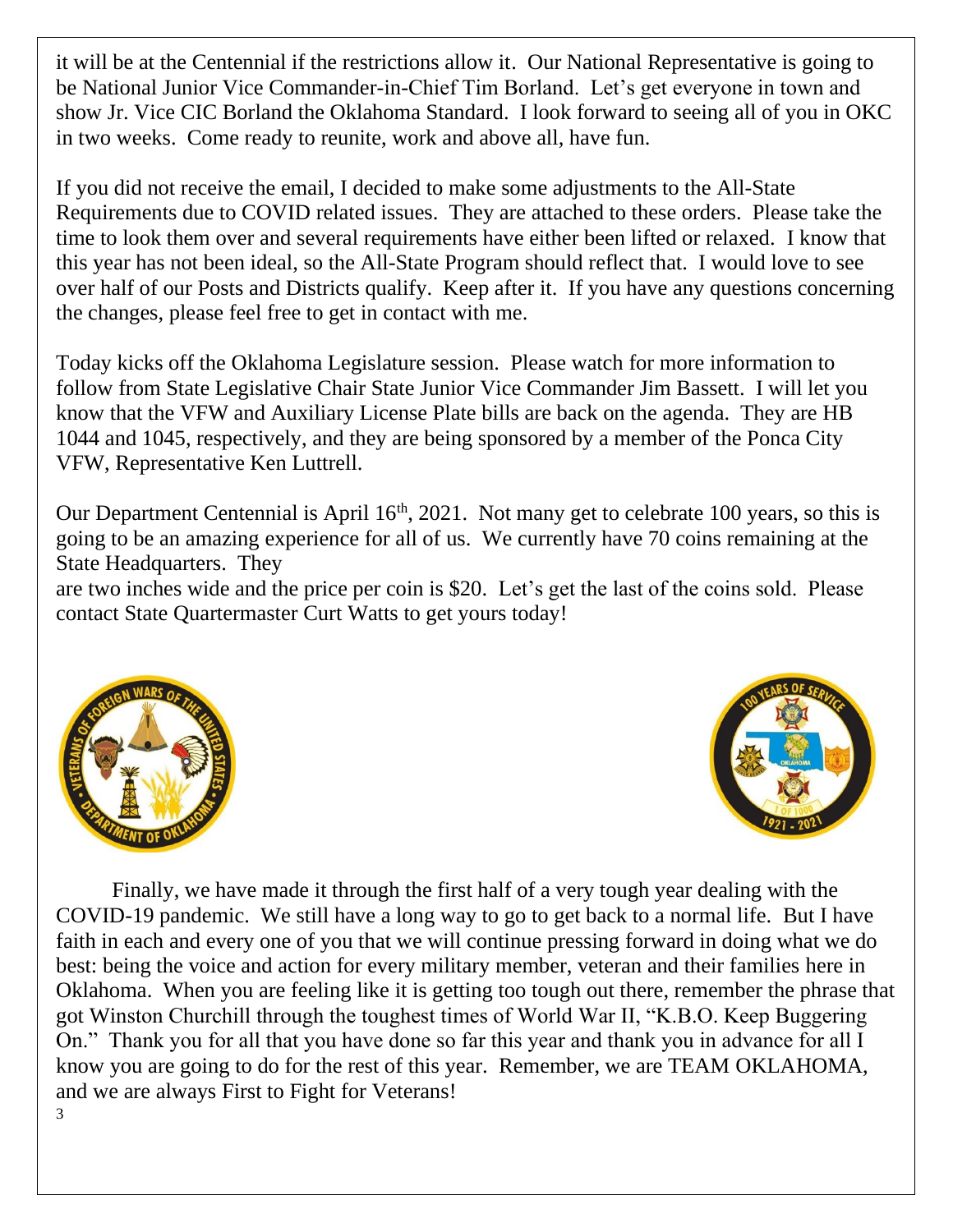it will be at the Centennial if the restrictions allow it. Our National Representative is going to be National Junior Vice Commander-in-Chief Tim Borland. Let's get everyone in town and show Jr. Vice CIC Borland the Oklahoma Standard. I look forward to seeing all of you in OKC in two weeks. Come ready to reunite, work and above all, have fun.

If you did not receive the email, I decided to make some adjustments to the All-State Requirements due to COVID related issues. They are attached to these orders. Please take the time to look them over and several requirements have either been lifted or relaxed. I know that this year has not been ideal, so the All-State Program should reflect that. I would love to see over half of our Posts and Districts qualify. Keep after it. If you have any questions concerning the changes, please feel free to get in contact with me.

Today kicks off the Oklahoma Legislature session. Please watch for more information to follow from State Legislative Chair State Junior Vice Commander Jim Bassett. I will let you know that the VFW and Auxiliary License Plate bills are back on the agenda. They are HB 1044 and 1045, respectively, and they are being sponsored by a member of the Ponca City VFW, Representative Ken Luttrell.

Our Department Centennial is April 16th, 2021. Not many get to celebrate 100 years, so this is going to be an amazing experience for all of us. We currently have 70 coins remaining at the State Headquarters. They are two inches wide and the price per coin is $20. Let's get the last of the coins sold. Please contact State Quartermaster Curt Watts to get yours today!

Finally, we have made it through the first half of a very tough year dealing with the COVID-19 pandemic. We still have a long way to go to get back to a normal life. But I have faith in each and every one of you that we will continue pressing forward in doing what we do best: being the voice and action for every military member, veteran and their families here in Oklahoma. When you are feeling like it is getting too tough out there, remember the phrase that got Winston Churchill through the toughest times of World War II, "K.B.O. Keep Buggering On." Thank you for all that you have done so far this year and thank you in advance for all I know you are going to do for the rest of this year. Remember, we are TEAM OKLAHOMA, and we are always First to Fight for Veterans!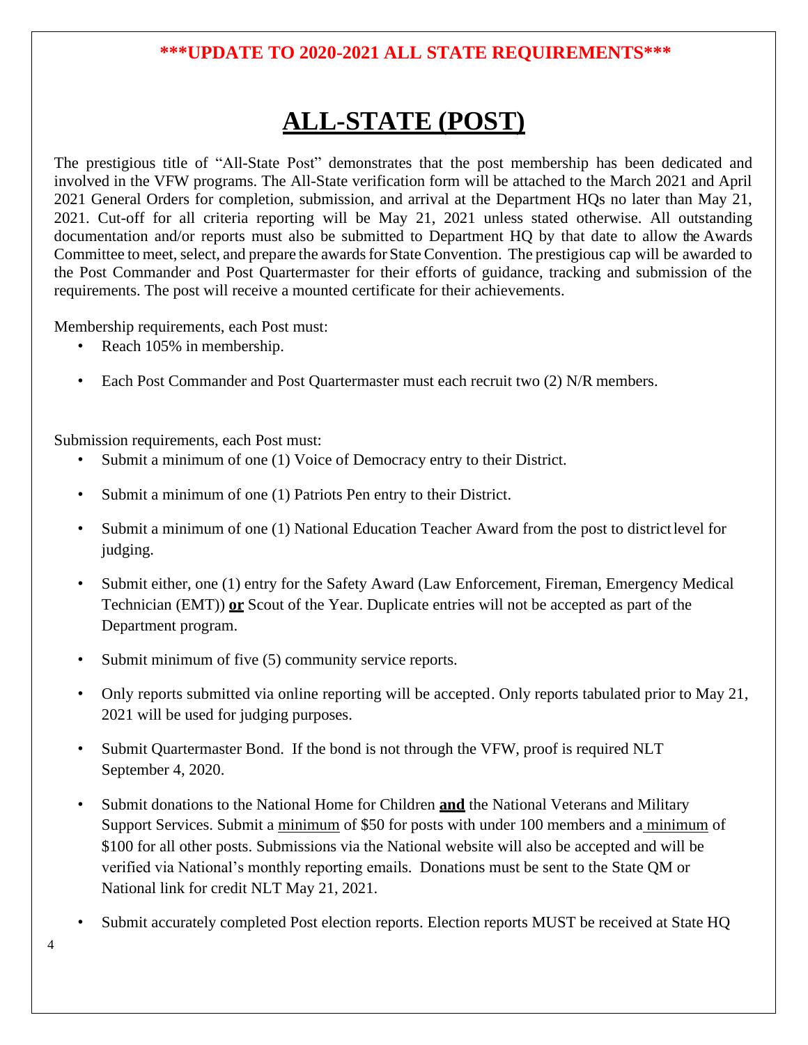**\*\*\*UPDATE TO 2020-2021 ALL STATE REQUIREMENTS\*\*\***

# ALL-STATE (POST)

The prestigious title of “All-State Post” demonstrates that the post membership has been dedicated and involved in the VFW programs. The All-State verification form will be attached to the March 2021 and April 2021 General Orders for completion, submission, and arrival at the Department HQs no later than May 21, 2021. Cut-off for all criteria reporting will be May 21, 2021 unless stated otherwise. All outstanding documentation and/or reports must also be submitted to Department HQ by that date to allow the Awards Committee to meet, select, and prepare the awards for State Convention. The prestigious cap will be awarded to the Post Commander and Post Quartermaster for their efforts of guidance, tracking and submission of the requirements. The post will receive a mounted certificate for their achievements.

Membership requirements, each Post must:

- Reach 105% in membership.
- Each Post Commander and Post Quartermaster must each recruit two (2) N/R members.

Submission requirements, each Post must:

- Submit a minimum of one (1) Voice of Democracy entry to their District.
- Submit a minimum of one (1) Patriots Pen entry to their District.
- Submit a minimum of one (1) National Education Teacher Award from the post to district level for judging.
- Submit either, one (1) entry for the Safety Award (Law Enforcement, Fireman, Emergency Medical Technician (EMT)) <u>**or**</u> Scout of the Year. Duplicate entries will not be accepted as part of the Department program.
- Submit minimum of five (5) community service reports.
- Only reports submitted via online reporting will be accepted. Only reports tabulated prior to May 21, 2021 will be used for judging purposes.
- Submit Quartermaster Bond. If the bond is not through the VFW, proof is required NLT September 4, 2020.
- Submit donations to the National Home for Children <u>**and**</u> the National Veterans and Military Support Services. Submit a <u>minimum</u> of $50 for posts with under 100 members and a <u>minimum</u> of $100 for all other posts. Submissions via the National website will also be accepted and will be verified via National’s monthly reporting emails. Donations must be sent to the State QM or National link for credit NLT May 21, 2021.
- Submit accurately completed Post election reports. Election reports MUST be received at State HQ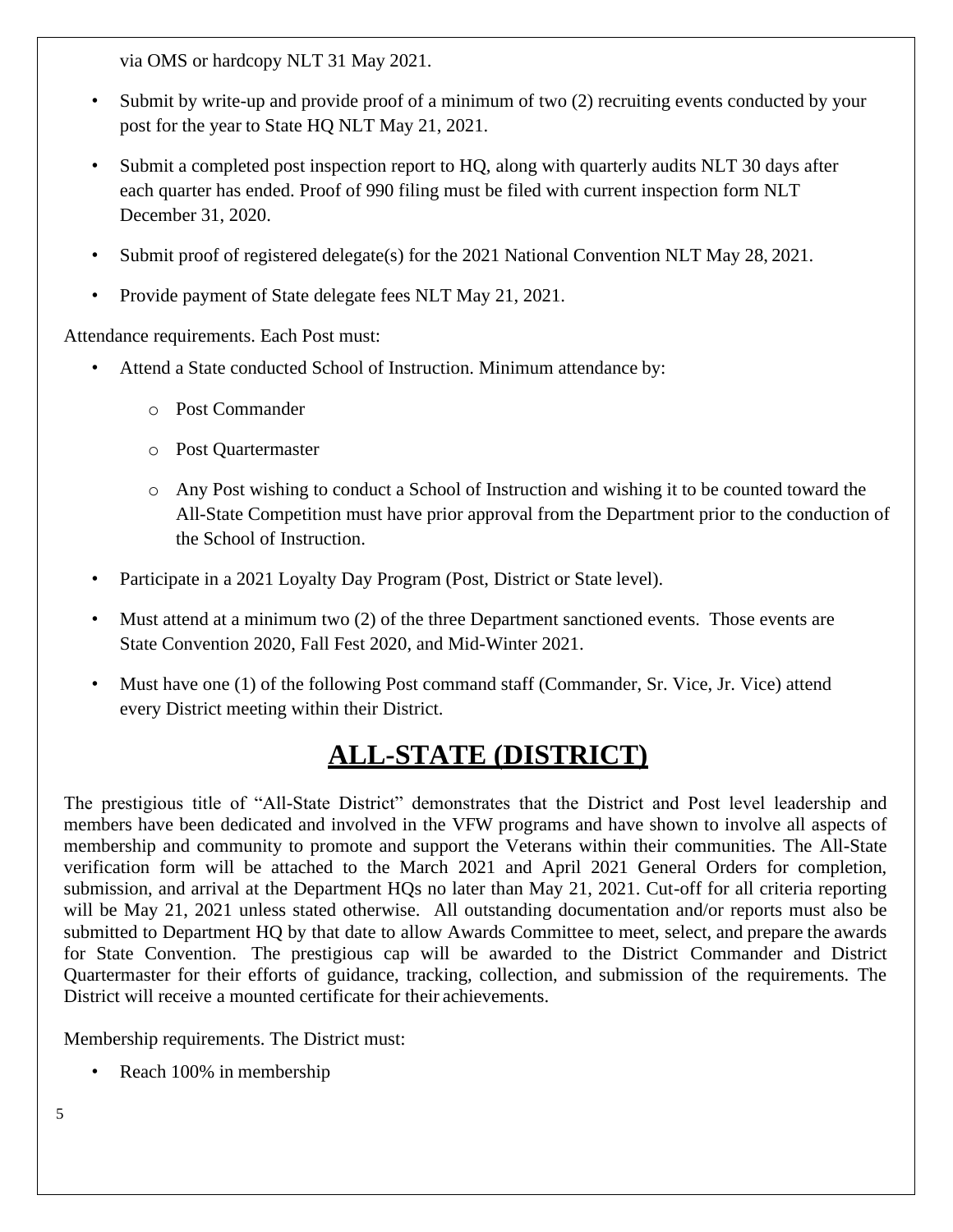via OMS or hardcopy NLT 31 May 2021.

- Submit by write-up and provide proof of a minimum of two (2) recruiting events conducted by your post for the year to State HQ NLT May 21, 2021.
- Submit a completed post inspection report to HQ, along with quarterly audits NLT 30 days after each quarter has ended. Proof of 990 filing must be filed with current inspection form NLT December 31, 2020.
- Submit proof of registered delegate(s) for the 2021 National Convention NLT May 28, 2021.
- Provide payment of State delegate fees NLT May 21, 2021.

Attendance requirements. Each Post must:

- Attend a State conducted School of Instruction. Minimum attendance by:
  - Post Commander
  - Post Quartermaster
  - Any Post wishing to conduct a School of Instruction and wishing it to be counted toward the All-State Competition must have prior approval from the Department prior to the conduction of the School of Instruction.
- Participate in a 2021 Loyalty Day Program (Post, District or State level).
- Must attend at a minimum two (2) of the three Department sanctioned events. Those events are State Convention 2020, Fall Fest 2020, and Mid-Winter 2021.
- Must have one (1) of the following Post command staff (Commander, Sr. Vice, Jr. Vice) attend every District meeting within their District.

# ALL-STATE (DISTRICT)

The prestigious title of "All-State District" demonstrates that the District and Post level leadership and members have been dedicated and involved in the VFW programs and have shown to involve all aspects of membership and community to promote and support the Veterans within their communities. The All-State verification form will be attached to the March 2021 and April 2021 General Orders for completion, submission, and arrival at the Department HQs no later than May 21, 2021. Cut-off for all criteria reporting will be May 21, 2021 unless stated otherwise. All outstanding documentation and/or reports must also be submitted to Department HQ by that date to allow Awards Committee to meet, select, and prepare the awards for State Convention. The prestigious cap will be awarded to the District Commander and District Quartermaster for their efforts of guidance, tracking, collection, and submission of the requirements. The District will receive a mounted certificate for their achievements.

Membership requirements. The District must:

- Reach 100% in membership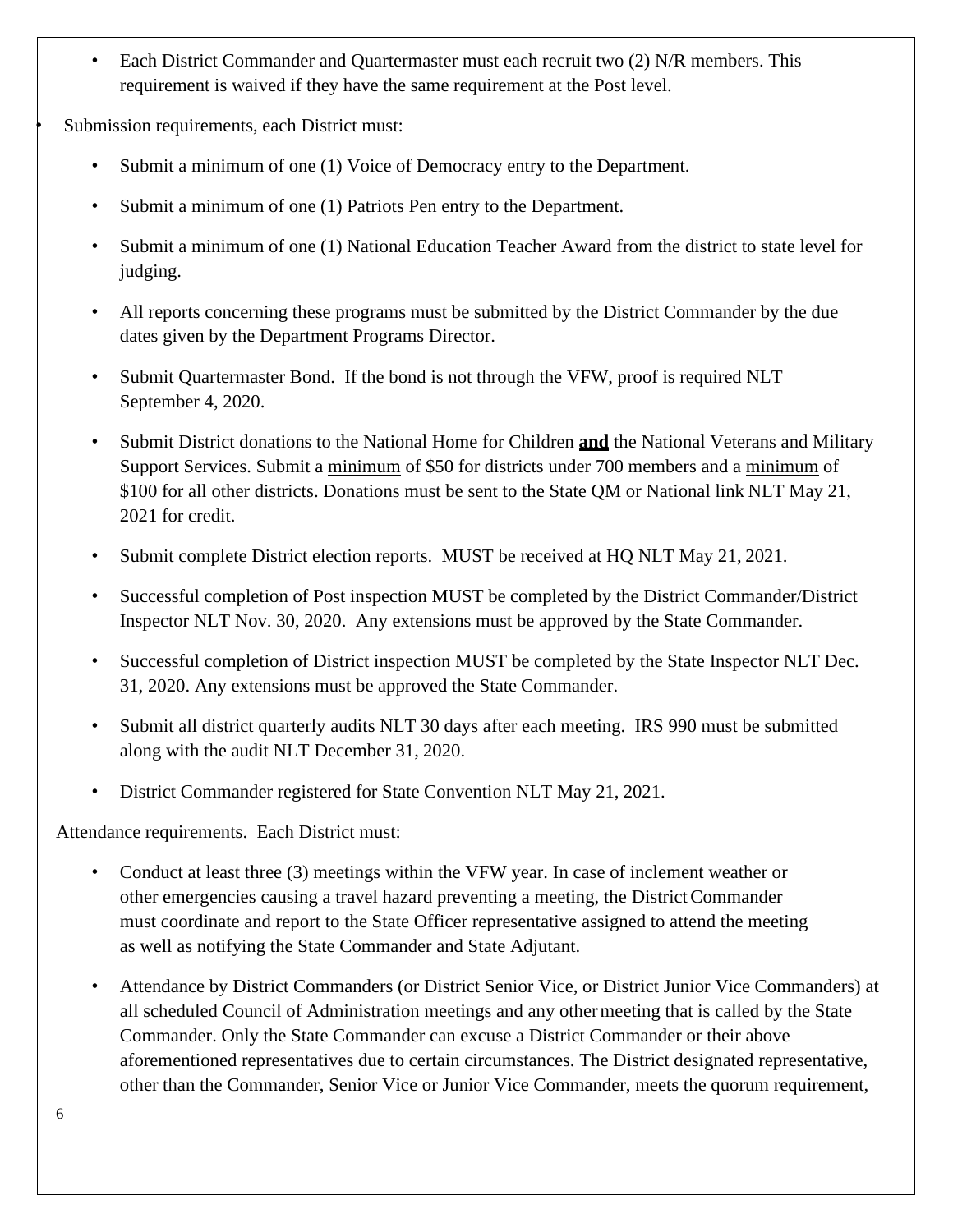- Each District Commander and Quartermaster must each recruit two (2) N/R members. This requirement is waived if they have the same requirement at the Post level.

- Submission requirements, each District must:
  - Submit a minimum of one (1) Voice of Democracy entry to the Department.
  - Submit a minimum of one (1) Patriots Pen entry to the Department.
  - Submit a minimum of one (1) National Education Teacher Award from the district to state level for judging.
  - All reports concerning these programs must be submitted by the District Commander by the due dates given by the Department Programs Director.
  - Submit Quartermaster Bond. If the bond is not through the VFW, proof is required NLT September 4, 2020.
  - Submit District donations to the National Home for Children **and** the National Veterans and Military Support Services. Submit a minimum of $50 for districts under 700 members and a minimum of $100 for all other districts. Donations must be sent to the State QM or National link NLT May 21, 2021 for credit.
  - Submit complete District election reports. MUST be received at HQ NLT May 21, 2021.
  - Successful completion of Post inspection MUST be completed by the District Commander/District Inspector NLT Nov. 30, 2020. Any extensions must be approved by the State Commander.
  - Successful completion of District inspection MUST be completed by the State Inspector NLT Dec. 31, 2020. Any extensions must be approved the State Commander.
  - Submit all district quarterly audits NLT 30 days after each meeting. IRS 990 must be submitted along with the audit NLT December 31, 2020.
  - District Commander registered for State Convention NLT May 21, 2021.

Attendance requirements. Each District must:

- Conduct at least three (3) meetings within the VFW year. In case of inclement weather or other emergencies causing a travel hazard preventing a meeting, the District Commander must coordinate and report to the State Officer representative assigned to attend the meeting as well as notifying the State Commander and State Adjutant.
- Attendance by District Commanders (or District Senior Vice, or District Junior Vice Commanders) at all scheduled Council of Administration meetings and any other meeting that is called by the State Commander. Only the State Commander can excuse a District Commander or their above aforementioned representatives due to certain circumstances. The District designated representative, other than the Commander, Senior Vice or Junior Vice Commander, meets the quorum requirement,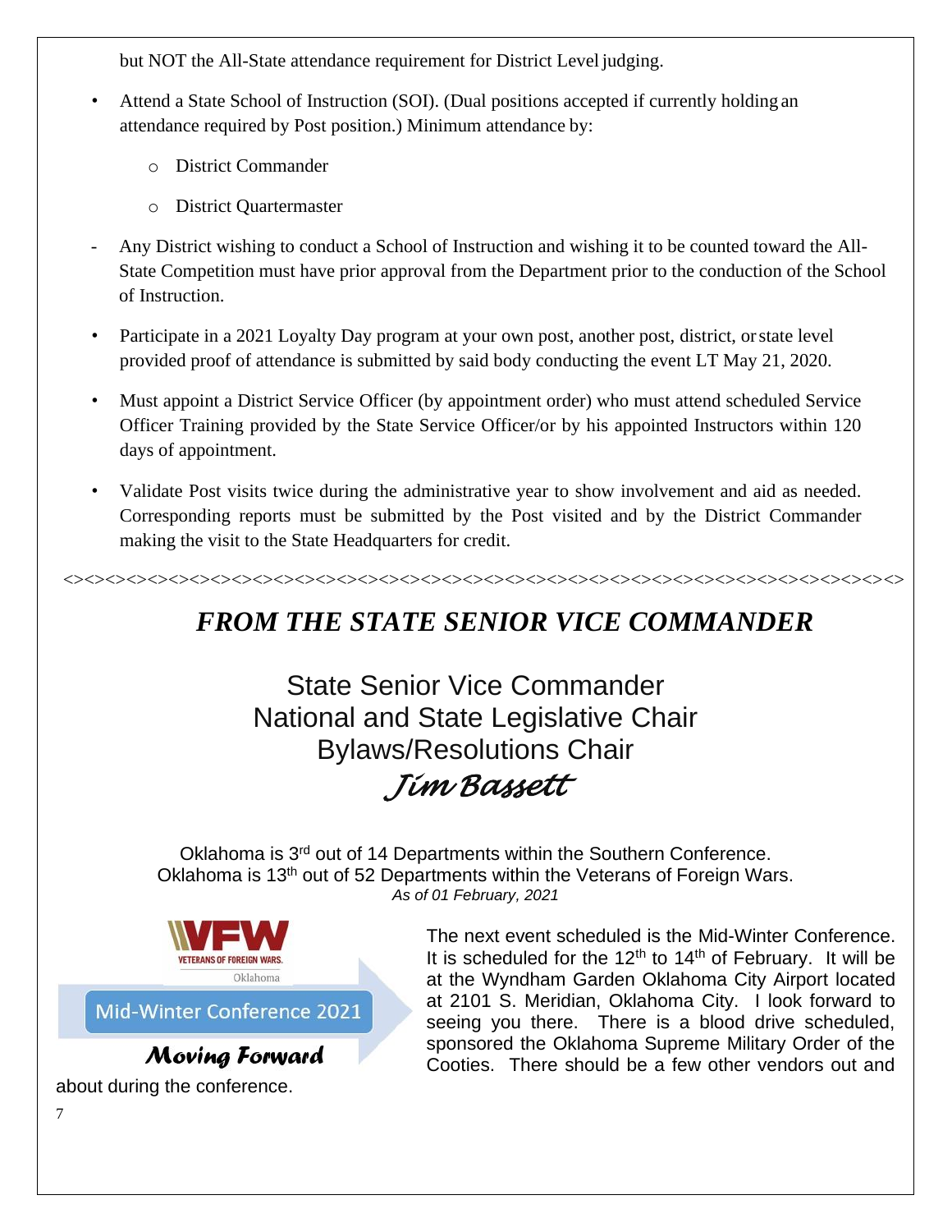but NOT the All-State attendance requirement for District Level judging.

- Attend a State School of Instruction (SOI). (Dual positions accepted if currently holding an attendance required by Post position.) Minimum attendance by:
  - District Commander
  - District Quartermaster
- Any District wishing to conduct a School of Instruction and wishing it to be counted toward the All-State Competition must have prior approval from the Department prior to the conduction of the School of Instruction.
- Participate in a 2021 Loyalty Day program at your own post, another post, district, or state level provided proof of attendance is submitted by said body conducting the event LT May 21, 2020.
- Must appoint a District Service Officer (by appointment order) who must attend scheduled Service Officer Training provided by the State Service Officer/or by his appointed Instructors within 120 days of appointment.
- Validate Post visits twice during the administrative year to show involvement and aid as needed. Corresponding reports must be submitted by the Post visited and by the District Commander making the visit to the State Headquarters for credit.

<><><><><><><><><><><><><><><><><><><><><><><><><><><><><><><><><><><><>

# *FROM THE STATE SENIOR VICE COMMANDER*

State Senior Vice Commander
National and State Legislative Chair
Bylaws/Resolutions Chair
*Jim Bassett*

Oklahoma is 3rd out of 14 Departments within the Southern Conference.
Oklahoma is 13th out of 52 Departments within the Veterans of Foreign Wars.
*As of 01 February, 2021*

VFW Veterans of Foreign Wars. Oklahoma
Mid-Winter Conference 2021
*Moving Forward*

The next event scheduled is the Mid-Winter Conference. It is scheduled for the 12th to 14th of February. It will be at the Wyndham Garden Oklahoma City Airport located at 2101 S. Meridian, Oklahoma City. I look forward to seeing you there. There is a blood drive scheduled, sponsored the Oklahoma Supreme Military Order of the Cooties. There should be a few other vendors out and about during the conference.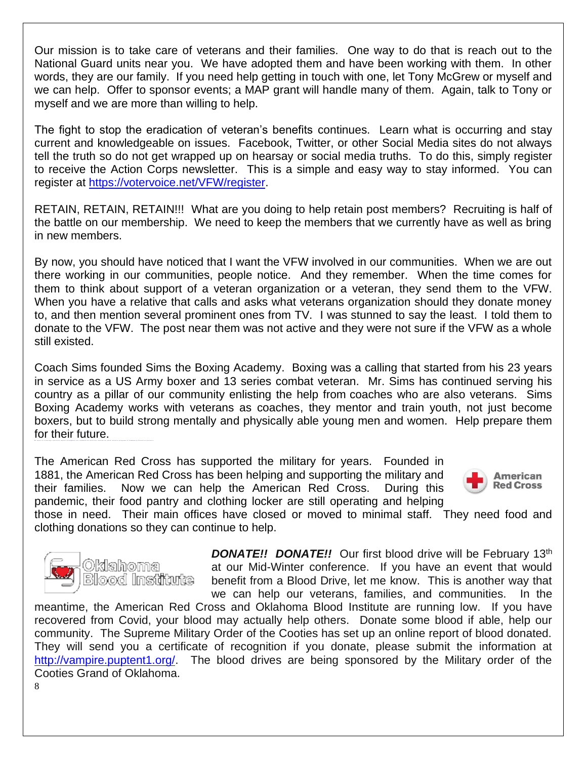Our mission is to take care of veterans and their families. One way to do that is reach out to the National Guard units near you. We have adopted them and have been working with them. In other words, they are our family. If you need help getting in touch with one, let Tony McGrew or myself and we can help. Offer to sponsor events; a MAP grant will handle many of them. Again, talk to Tony or myself and we are more than willing to help.

The fight to stop the eradication of veteran's benefits continues. Learn what is occurring and stay current and knowledgeable on issues. Facebook, Twitter, or other Social Media sites do not always tell the truth so do not get wrapped up on hearsay or social media truths. To do this, simply register to receive the Action Corps newsletter. This is a simple and easy way to stay informed. You can register at https://votervoice.net/VFW/register.

RETAIN, RETAIN, RETAIN!!! What are you doing to help retain post members? Recruiting is half of the battle on our membership. We need to keep the members that we currently have as well as bring in new members.

By now, you should have noticed that I want the VFW involved in our communities. When we are out there working in our communities, people notice. And they remember. When the time comes for them to think about support of a veteran organization or a veteran, they send them to the VFW. When you have a relative that calls and asks what veterans organization should they donate money to, and then mention several prominent ones from TV. I was stunned to say the least. I told them to donate to the VFW. The post near them was not active and they were not sure if the VFW as a whole still existed.

Coach Sims founded Sims the Boxing Academy. Boxing was a calling that started from his 23 years in service as a US Army boxer and 13 series combat veteran. Mr. Sims has continued serving his country as a pillar of our community enlisting the help from coaches who are also veterans. Sims Boxing Academy works with veterans as coaches, they mentor and train youth, not just become boxers, but to build strong mentally and physically able young men and women. Help prepare them for their future.

The American Red Cross has supported the military for years. Founded in 1881, the American Red Cross has been helping and supporting the military and their families. Now we can help the American Red Cross. During this pandemic, their food pantry and clothing locker are still operating and helping those in need. Their main offices have closed or moved to minimal staff. They need food and clothing donations so they can continue to help.

***DONATE!! DONATE!!*** Our first blood drive will be February 13th at our Mid-Winter conference. If you have an event that would benefit from a Blood Drive, let me know. This is another way that we can help our veterans, families, and communities. In the meantime, the American Red Cross and Oklahoma Blood Institute are running low. If you have recovered from Covid, your blood may actually help others. Donate some blood if able, help our community. The Supreme Military Order of the Cooties has set up an online report of blood donated. They will send you a certificate of recognition if you donate, please submit the information at http://vampire.puptent1.org/. The blood drives are being sponsored by the Military order of the Cooties Grand of Oklahoma.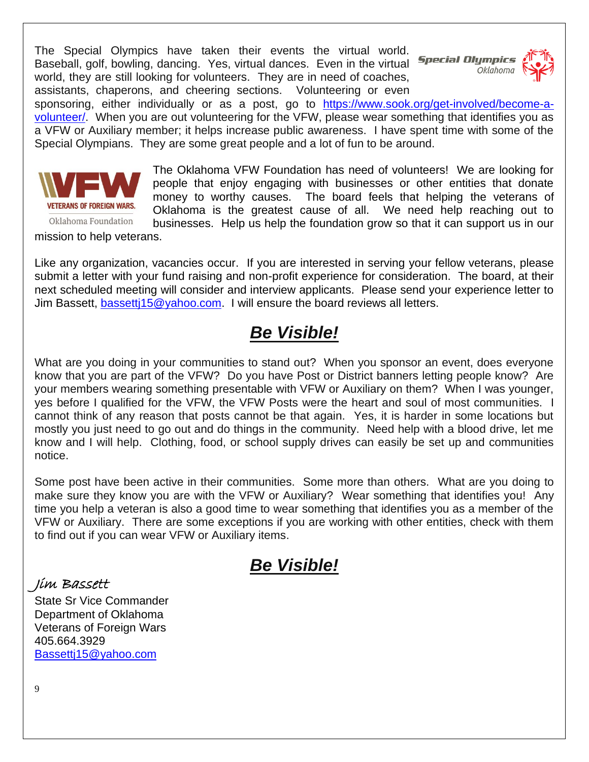The Special Olympics have taken their events the virtual world. Baseball, golf, bowling, dancing. Yes, virtual dances. Even in the virtual world, they are still looking for volunteers. They are in need of coaches, assistants, chaperons, and cheering sections. Volunteering or even sponsoring, either individually or as a post, go to https://www.sook.org/get-involved/become-a-volunteer/. When you are out volunteering for the VFW, please wear something that identifies you as a VFW or Auxiliary member; it helps increase public awareness. I have spent time with some of the Special Olympians. They are some great people and a lot of fun to be around.

The Oklahoma VFW Foundation has need of volunteers! We are looking for people that enjoy engaging with businesses or other entities that donate money to worthy causes. The board feels that helping the veterans of Oklahoma is the greatest cause of all. We need help reaching out to businesses. Help us help the foundation grow so that it can support us in our mission to help veterans.

Like any organization, vacancies occur. If you are interested in serving your fellow veterans, please submit a letter with your fund raising and non-profit experience for consideration. The board, at their next scheduled meeting will consider and interview applicants. Please send your experience letter to Jim Bassett, bassettj15@yahoo.com. I will ensure the board reviews all letters.

## ***Be Visible!***

What are you doing in your communities to stand out? When you sponsor an event, does everyone know that you are part of the VFW? Do you have Post or District banners letting people know? Are your members wearing something presentable with VFW or Auxiliary on them? When I was younger, yes before I qualified for the VFW, the VFW Posts were the heart and soul of most communities. I cannot think of any reason that posts cannot be that again. Yes, it is harder in some locations but mostly you just need to go out and do things in the community. Need help with a blood drive, let me know and I will help. Clothing, food, or school supply drives can easily be set up and communities notice.

Some post have been active in their communities. Some more than others. What are you doing to make sure they know you are with the VFW or Auxiliary? Wear something that identifies you! Any time you help a veteran is also a good time to wear something that identifies you as a member of the VFW or Auxiliary. There are some exceptions if you are working with other entities, check with them to find out if you can wear VFW or Auxiliary items.

## ***Be Visible!***

*Jim Bassett*

State Sr Vice Commander
Department of Oklahoma
Veterans of Foreign Wars
405.664.3929
Bassettj15@yahoo.com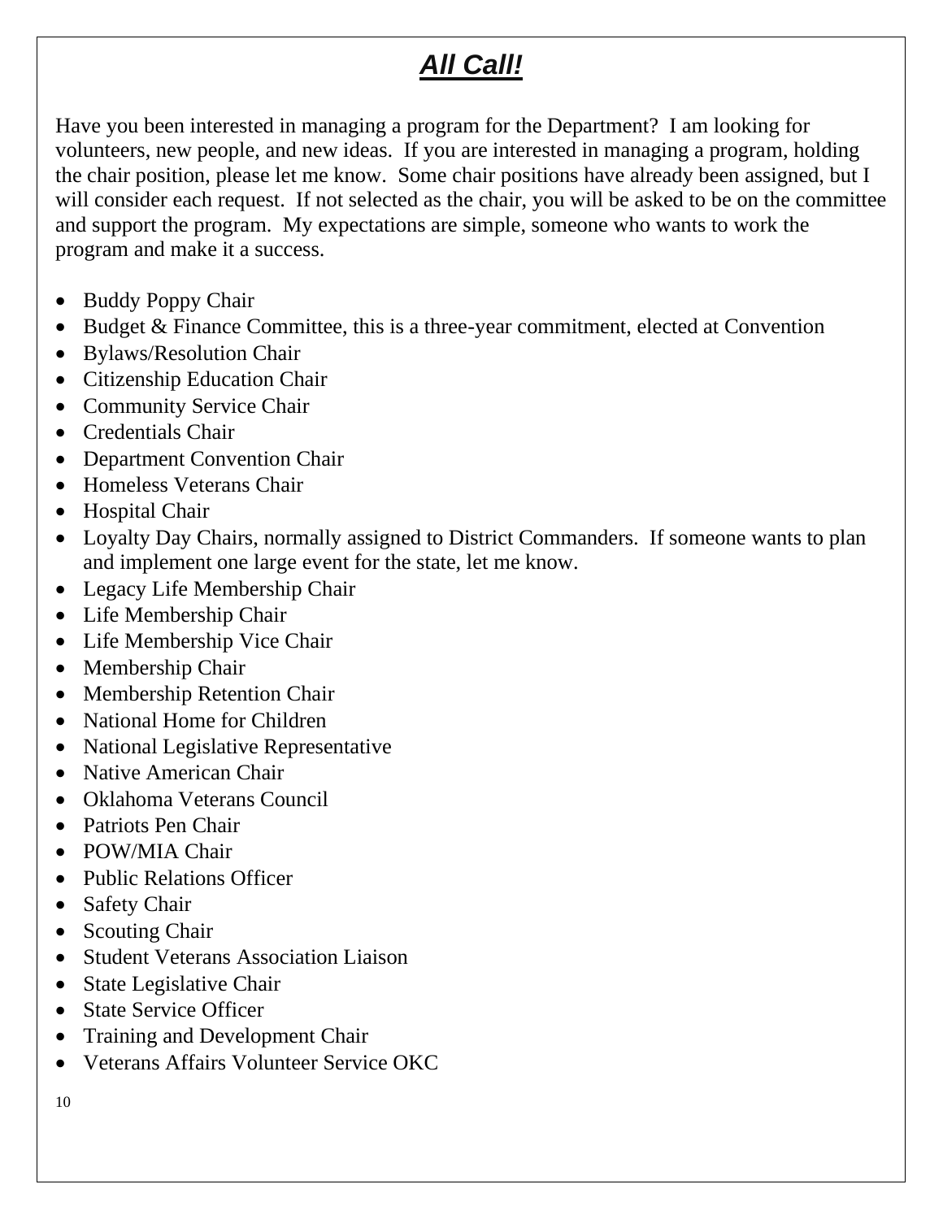# ***All Call!***

Have you been interested in managing a program for the Department? I am looking for volunteers, new people, and new ideas. If you are interested in managing a program, holding the chair position, please let me know. Some chair positions have already been assigned, but I will consider each request. If not selected as the chair, you will be asked to be on the committee and support the program. My expectations are simple, someone who wants to work the program and make it a success.

- Buddy Poppy Chair
- Budget & Finance Committee, this is a three-year commitment, elected at Convention
- Bylaws/Resolution Chair
- Citizenship Education Chair
- Community Service Chair
- Credentials Chair
- Department Convention Chair
- Homeless Veterans Chair
- Hospital Chair
- Loyalty Day Chairs, normally assigned to District Commanders. If someone wants to plan and implement one large event for the state, let me know.
- Legacy Life Membership Chair
- Life Membership Chair
- Life Membership Vice Chair
- Membership Chair
- Membership Retention Chair
- National Home for Children
- National Legislative Representative
- Native American Chair
- Oklahoma Veterans Council
- Patriots Pen Chair
- POW/MIA Chair
- Public Relations Officer
- Safety Chair
- Scouting Chair
- Student Veterans Association Liaison
- State Legislative Chair
- State Service Officer
- Training and Development Chair
- Veterans Affairs Volunteer Service OKC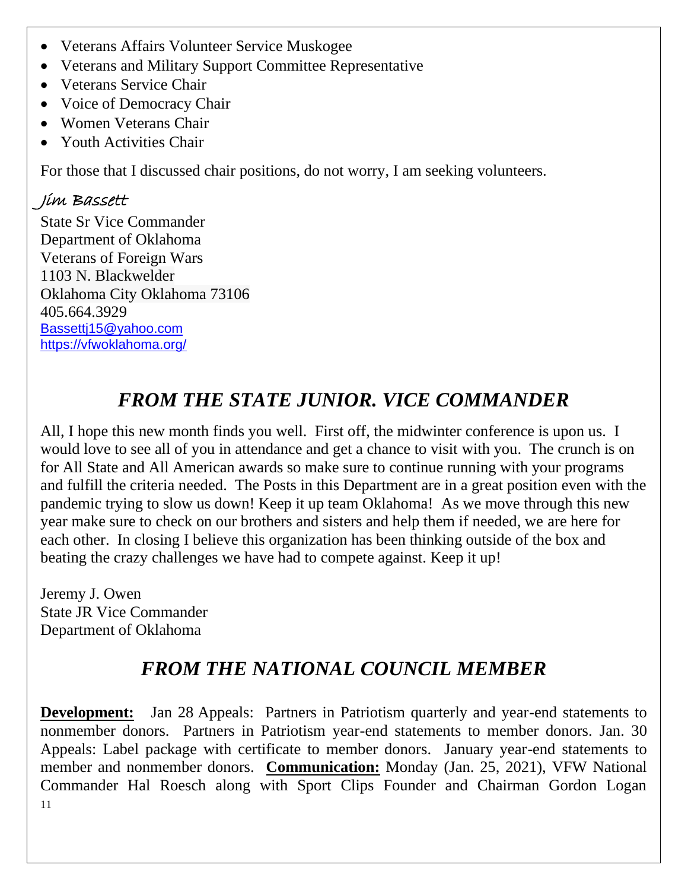- Veterans Affairs Volunteer Service Muskogee
- Veterans and Military Support Committee Representative
- Veterans Service Chair
- Voice of Democracy Chair
- Women Veterans Chair
- Youth Activities Chair

For those that I discussed chair positions, do not worry, I am seeking volunteers.

*Jim Bassett*

State Sr Vice Commander
Department of Oklahoma
Veterans of Foreign Wars
1103 N. Blackwelder
Oklahoma City Oklahoma 73106
405.664.3929
Bassettj15@yahoo.com
https://vfwoklahoma.org/

## *FROM THE STATE JUNIOR. VICE COMMANDER*

All, I hope this new month finds you well. First off, the midwinter conference is upon us. I would love to see all of you in attendance and get a chance to visit with you. The crunch is on for All State and All American awards so make sure to continue running with your programs and fulfill the criteria needed. The Posts in this Department are in a great position even with the pandemic trying to slow us down! Keep it up team Oklahoma! As we move through this new year make sure to check on our brothers and sisters and help them if needed, we are here for each other. In closing I believe this organization has been thinking outside of the box and beating the crazy challenges we have had to compete against. Keep it up!

Jeremy J. Owen
State JR Vice Commander
Department of Oklahoma

## *FROM THE NATIONAL COUNCIL MEMBER*

**Development:** Jan 28 Appeals: Partners in Patriotism quarterly and year-end statements to nonmember donors. Partners in Patriotism year-end statements to member donors. Jan. 30 Appeals: Label package with certificate to member donors. January year-end statements to member and nonmember donors. **Communication:** Monday (Jan. 25, 2021), VFW National Commander Hal Roesch along with Sport Clips Founder and Chairman Gordon Logan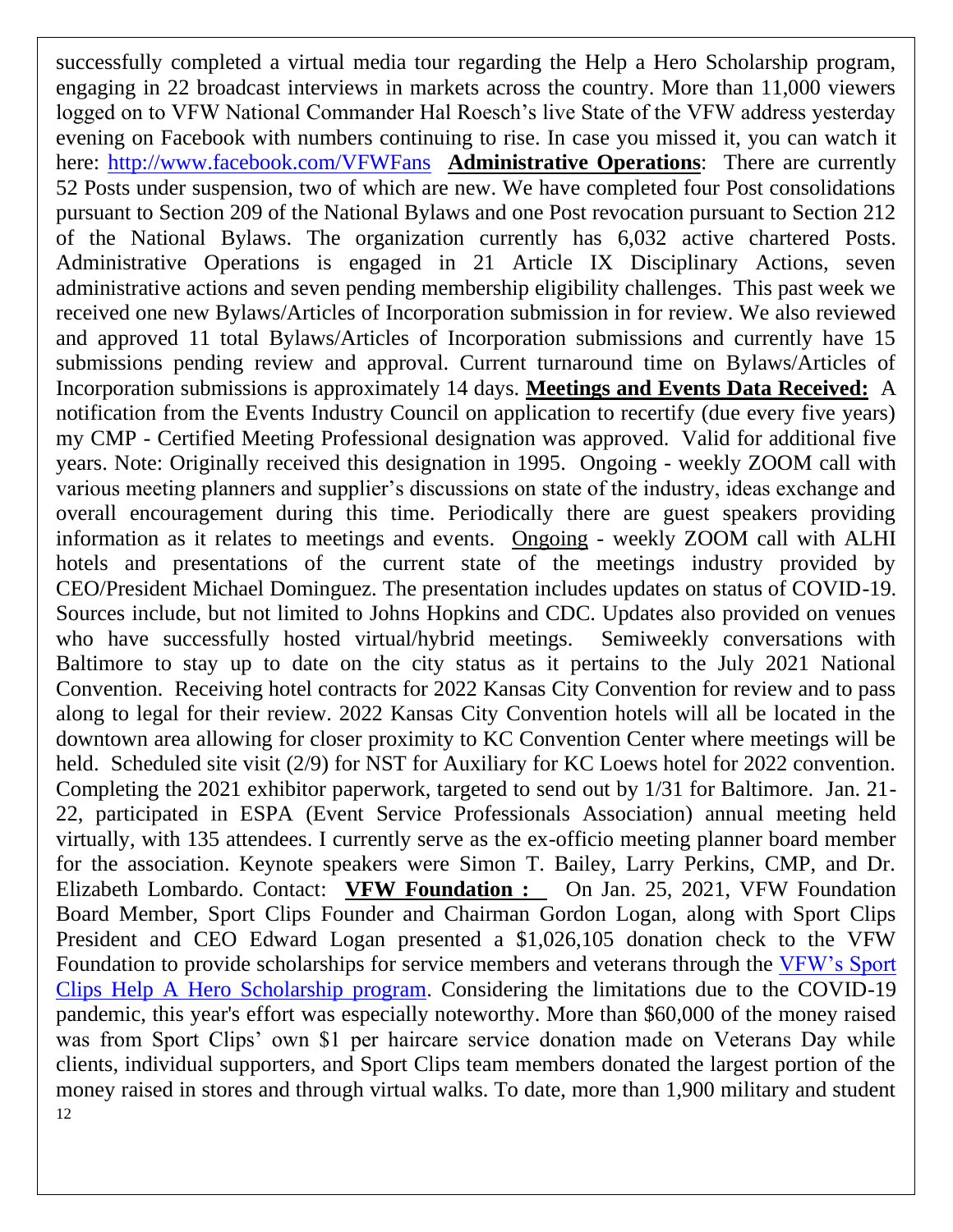successfully completed a virtual media tour regarding the Help a Hero Scholarship program, engaging in 22 broadcast interviews in markets across the country. More than 11,000 viewers logged on to VFW National Commander Hal Roesch's live State of the VFW address yesterday evening on Facebook with numbers continuing to rise. In case you missed it, you can watch it here: [http://www.facebook.com/VFWFans](http://www.facebook.com/VFWFans) **Administrative Operations**: There are currently 52 Posts under suspension, two of which are new. We have completed four Post consolidations pursuant to Section 209 of the National Bylaws and one Post revocation pursuant to Section 212 of the National Bylaws. The organization currently has 6,032 active chartered Posts. Administrative Operations is engaged in 21 Article IX Disciplinary Actions, seven administrative actions and seven pending membership eligibility challenges. This past week we received one new Bylaws/Articles of Incorporation submission in for review. We also reviewed and approved 11 total Bylaws/Articles of Incorporation submissions and currently have 15 submissions pending review and approval. Current turnaround time on Bylaws/Articles of Incorporation submissions is approximately 14 days. **Meetings and Events Data Received:** A notification from the Events Industry Council on application to recertify (due every five years) my CMP - Certified Meeting Professional designation was approved. Valid for additional five years. Note: Originally received this designation in 1995. Ongoing - weekly ZOOM call with various meeting planners and supplier's discussions on state of the industry, ideas exchange and overall encouragement during this time. Periodically there are guest speakers providing information as it relates to meetings and events. Ongoing - weekly ZOOM call with ALHI hotels and presentations of the current state of the meetings industry provided by CEO/President Michael Dominguez. The presentation includes updates on status of COVID-19. Sources include, but not limited to Johns Hopkins and CDC. Updates also provided on venues who have successfully hosted virtual/hybrid meetings. Semiweekly conversations with Baltimore to stay up to date on the city status as it pertains to the July 2021 National Convention. Receiving hotel contracts for 2022 Kansas City Convention for review and to pass along to legal for their review. 2022 Kansas City Convention hotels will all be located in the downtown area allowing for closer proximity to KC Convention Center where meetings will be held. Scheduled site visit (2/9) for NST for Auxiliary for KC Loews hotel for 2022 convention. Completing the 2021 exhibitor paperwork, targeted to send out by 1/31 for Baltimore. Jan. 21-22, participated in ESPA (Event Service Professionals Association) annual meeting held virtually, with 135 attendees. I currently serve as the ex-officio meeting planner board member for the association. Keynote speakers were Simon T. Bailey, Larry Perkins, CMP, and Dr. Elizabeth Lombardo. Contact: **VFW Foundation :** On Jan. 25, 2021, VFW Foundation Board Member, Sport Clips Founder and Chairman Gordon Logan, along with Sport Clips President and CEO Edward Logan presented a $1,026,105 donation check to the VFW Foundation to provide scholarships for service members and veterans through the VFW's Sport Clips Help A Hero Scholarship program. Considering the limitations due to the COVID-19 pandemic, this year's effort was especially noteworthy. More than $60,000 of the money raised was from Sport Clips' own $1 per haircare service donation made on Veterans Day while clients, individual supporters, and Sport Clips team members donated the largest portion of the money raised in stores and through virtual walks. To date, more than 1,900 military and student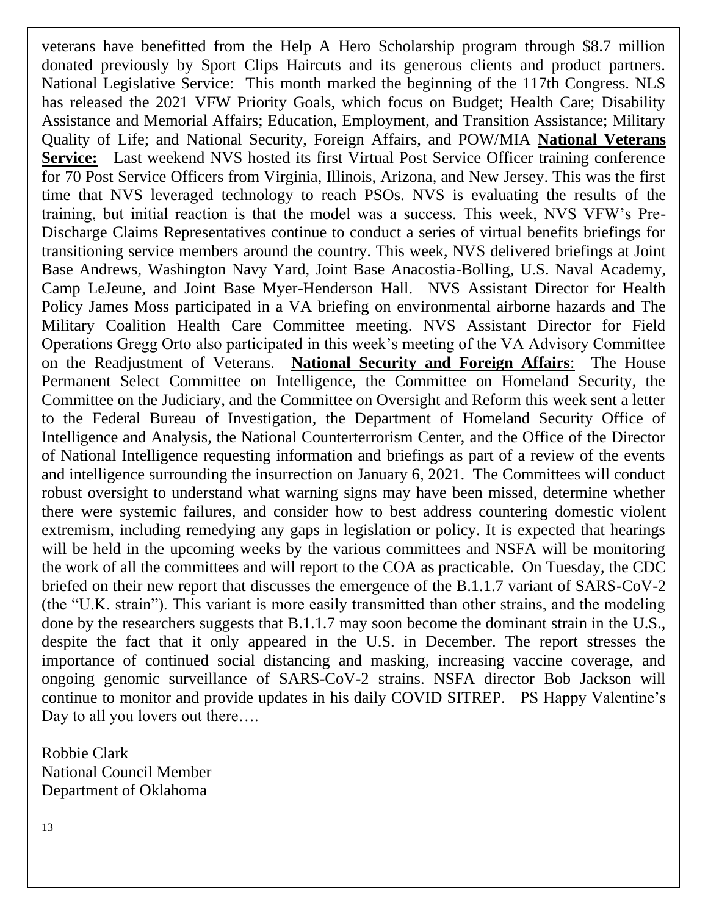veterans have benefitted from the Help A Hero Scholarship program through $8.7 million donated previously by Sport Clips Haircuts and its generous clients and product partners. National Legislative Service: This month marked the beginning of the 117th Congress. NLS has released the 2021 VFW Priority Goals, which focus on Budget; Health Care; Disability Assistance and Memorial Affairs; Education, Employment, and Transition Assistance; Military Quality of Life; and National Security, Foreign Affairs, and POW/MIA **National Veterans Service:** Last weekend NVS hosted its first Virtual Post Service Officer training conference for 70 Post Service Officers from Virginia, Illinois, Arizona, and New Jersey. This was the first time that NVS leveraged technology to reach PSOs. NVS is evaluating the results of the training, but initial reaction is that the model was a success. This week, NVS VFW's Pre-Discharge Claims Representatives continue to conduct a series of virtual benefits briefings for transitioning service members around the country. This week, NVS delivered briefings at Joint Base Andrews, Washington Navy Yard, Joint Base Anacostia-Bolling, U.S. Naval Academy, Camp LeJeune, and Joint Base Myer-Henderson Hall. NVS Assistant Director for Health Policy James Moss participated in a VA briefing on environmental airborne hazards and The Military Coalition Health Care Committee meeting. NVS Assistant Director for Field Operations Gregg Orto also participated in this week's meeting of the VA Advisory Committee on the Readjustment of Veterans. **National Security and Foreign Affairs**: The House Permanent Select Committee on Intelligence, the Committee on Homeland Security, the Committee on the Judiciary, and the Committee on Oversight and Reform this week sent a letter to the Federal Bureau of Investigation, the Department of Homeland Security Office of Intelligence and Analysis, the National Counterterrorism Center, and the Office of the Director of National Intelligence requesting information and briefings as part of a review of the events and intelligence surrounding the insurrection on January 6, 2021. The Committees will conduct robust oversight to understand what warning signs may have been missed, determine whether there were systemic failures, and consider how to best address countering domestic violent extremism, including remedying any gaps in legislation or policy. It is expected that hearings will be held in the upcoming weeks by the various committees and NSFA will be monitoring the work of all the committees and will report to the COA as practicable. On Tuesday, the CDC briefed on their new report that discusses the emergence of the B.1.1.7 variant of SARS-CoV-2 (the "U.K. strain"). This variant is more easily transmitted than other strains, and the modeling done by the researchers suggests that B.1.1.7 may soon become the dominant strain in the U.S., despite the fact that it only appeared in the U.S. in December. The report stresses the importance of continued social distancing and masking, increasing vaccine coverage, and ongoing genomic surveillance of SARS-CoV-2 strains. NSFA director Bob Jackson will continue to monitor and provide updates in his daily COVID SITREP. PS Happy Valentine's Day to all you lovers out there….

Robbie Clark
National Council Member
Department of Oklahoma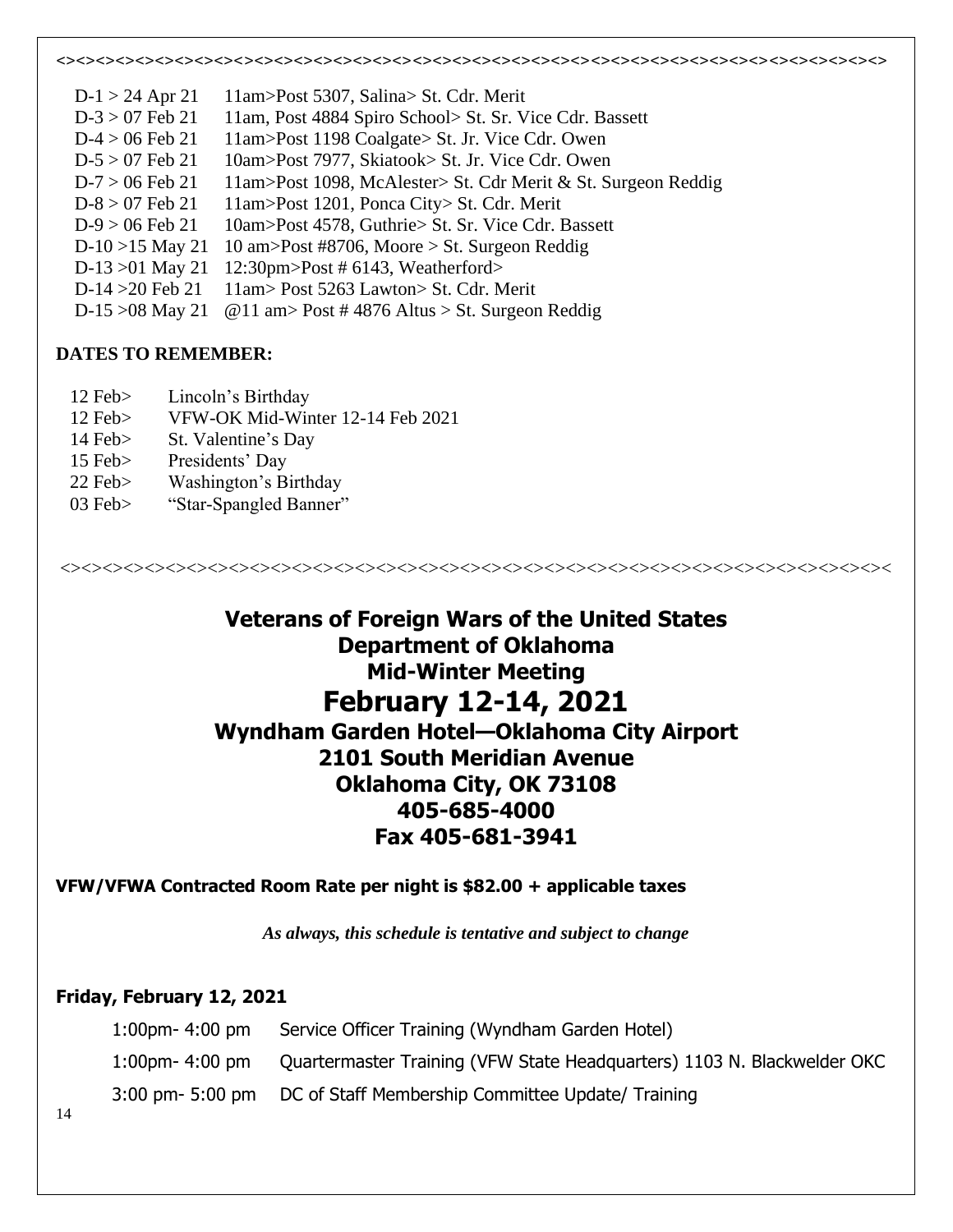<><><><><><><><><><><><><><><><><><><><><><><><><><><><><><><><><><><><><><><><><><><><><><><><>

| | |
|---|---|
| D-1 > 24 Apr 21 | 11am>Post 5307, Salina> St. Cdr. Merit |
| D-3 > 07 Feb 21 | 11am, Post 4884 Spiro School> St. Sr. Vice Cdr. Bassett |
| D-4 > 06 Feb 21 | 11am>Post 1198 Coalgate> St. Jr. Vice Cdr. Owen |
| D-5 > 07 Feb 21 | 10am>Post 7977, Skiatook> St. Jr. Vice Cdr. Owen |
| D-7 > 06 Feb 21 | 11am>Post 1098, McAlester> St. Cdr Merit & St. Surgeon Reddig |
| D-8 > 07 Feb 21 | 11am>Post 1201, Ponca City> St. Cdr. Merit |
| D-9 > 06 Feb 21 | 10am>Post 4578, Guthrie> St. Sr. Vice Cdr. Bassett |
| D-10 >15 May 21 | 10 am>Post #8706, Moore > St. Surgeon Reddig |
| D-13 >01 May 21 | 12:30pm>Post # 6143, Weatherford> |
| D-14 >20 Feb 21 | 11am> Post 5263 Lawton> St. Cdr. Merit |
| D-15 >08 May 21 | @11 am> Post # 4876 Altus > St. Surgeon Reddig |

**DATES TO REMEMBER:**

| | |
|---|---|
| 12 Feb> | Lincoln's Birthday |
| 12 Feb> | VFW-OK Mid-Winter 12-14 Feb 2021 |
| 14 Feb> | St. Valentine's Day |
| 15 Feb> | Presidents' Day |
| 22 Feb> | Washington's Birthday |
| 03 Feb> | "Star-Spangled Banner" |

<><><><><><><><><><><><><><><><><><><><><><><><><><><><><><><><><><><><><><><><><><><><><><><><><

# Veterans of Foreign Wars of the United States
## Department of Oklahoma
## Mid-Winter Meeting
# February 12-14, 2021
## Wyndham Garden Hotel—Oklahoma City Airport
## 2101 South Meridian Avenue
## Oklahoma City, OK 73108
## 405-685-4000
## Fax 405-681-3941

**VFW/VFWA Contracted Room Rate per night is $82.00 + applicable taxes**

*As always, this schedule is tentative and subject to change*

**Friday, February 12, 2021**

| | |
|---|---|
| 1:00pm- 4:00 pm | Service Officer Training (Wyndham Garden Hotel) |
| 1:00pm- 4:00 pm | Quartermaster Training (VFW State Headquarters) 1103 N. Blackwelder OKC |
| 3:00 pm- 5:00 pm | DC of Staff Membership Committee Update/ Training |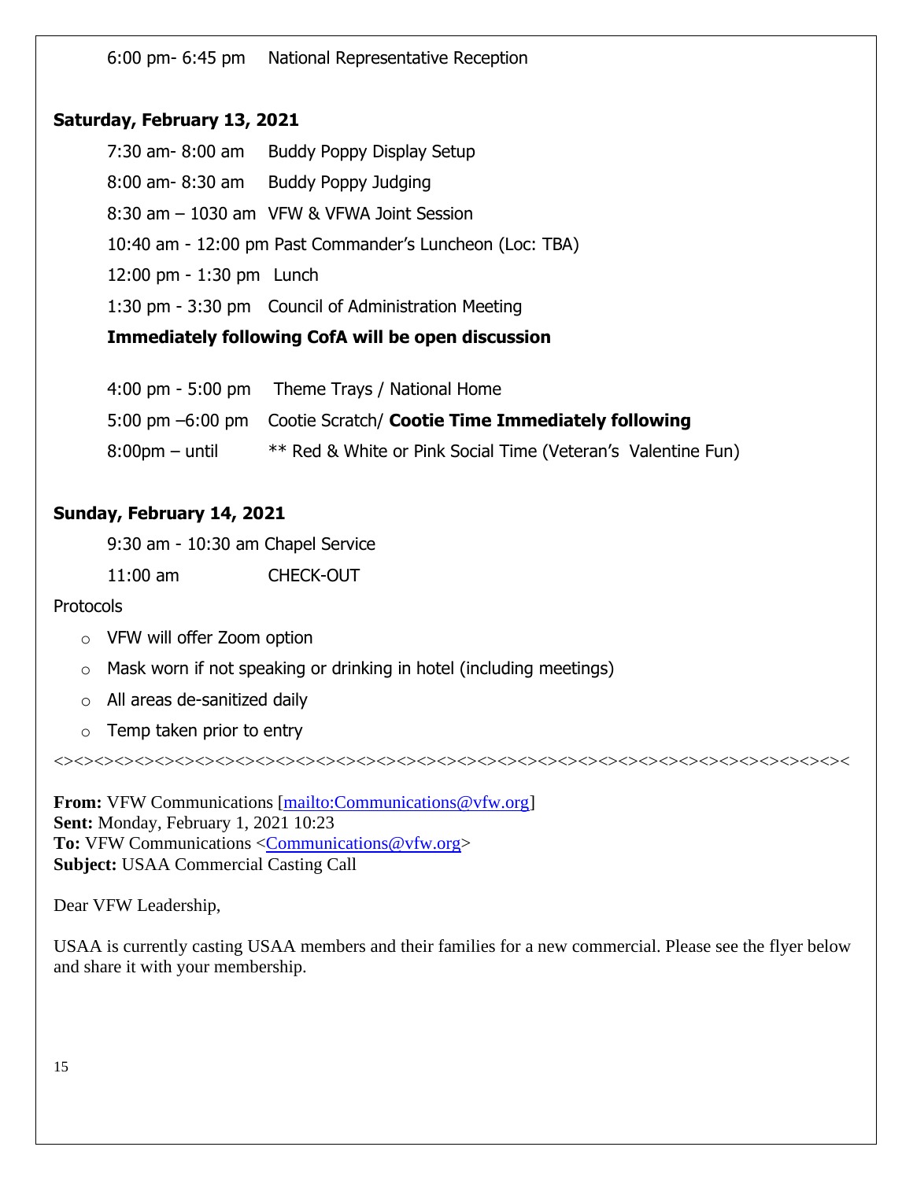6:00 pm- 6:45 pm National Representative Reception

**Saturday, February 13, 2021**

7:30 am- 8:00 am Buddy Poppy Display Setup

8:00 am- 8:30 am Buddy Poppy Judging

8:30 am – 1030 am VFW & VFWA Joint Session

10:40 am - 12:00 pm Past Commander's Luncheon (Loc: TBA)

12:00 pm - 1:30 pm Lunch

1:30 pm - 3:30 pm Council of Administration Meeting

**Immediately following CofA will be open discussion**

4:00 pm - 5:00 pm Theme Trays / National Home

5:00 pm –6:00 pm Cootie Scratch/ **Cootie Time Immediately following**

8:00pm – until ** Red & White or Pink Social Time (Veteran's Valentine Fun)

**Sunday, February 14, 2021**

9:30 am - 10:30 am Chapel Service

11:00 am CHECK-OUT

Protocols

- VFW will offer Zoom option
- Mask worn if not speaking or drinking in hotel (including meetings)
- All areas de-sanitized daily
- Temp taken prior to entry

<><><><><><><><><><><><><><><><><><><><><><><><><><><><><><><><><><><><><><><><><

**From:** VFW Communications [mailto:Communications@vfw.org]
**Sent:** Monday, February 1, 2021 10:23
**To:** VFW Communications <Communications@vfw.org>
**Subject:** USAA Commercial Casting Call

Dear VFW Leadership,

USAA is currently casting USAA members and their families for a new commercial. Please see the flyer below and share it with your membership.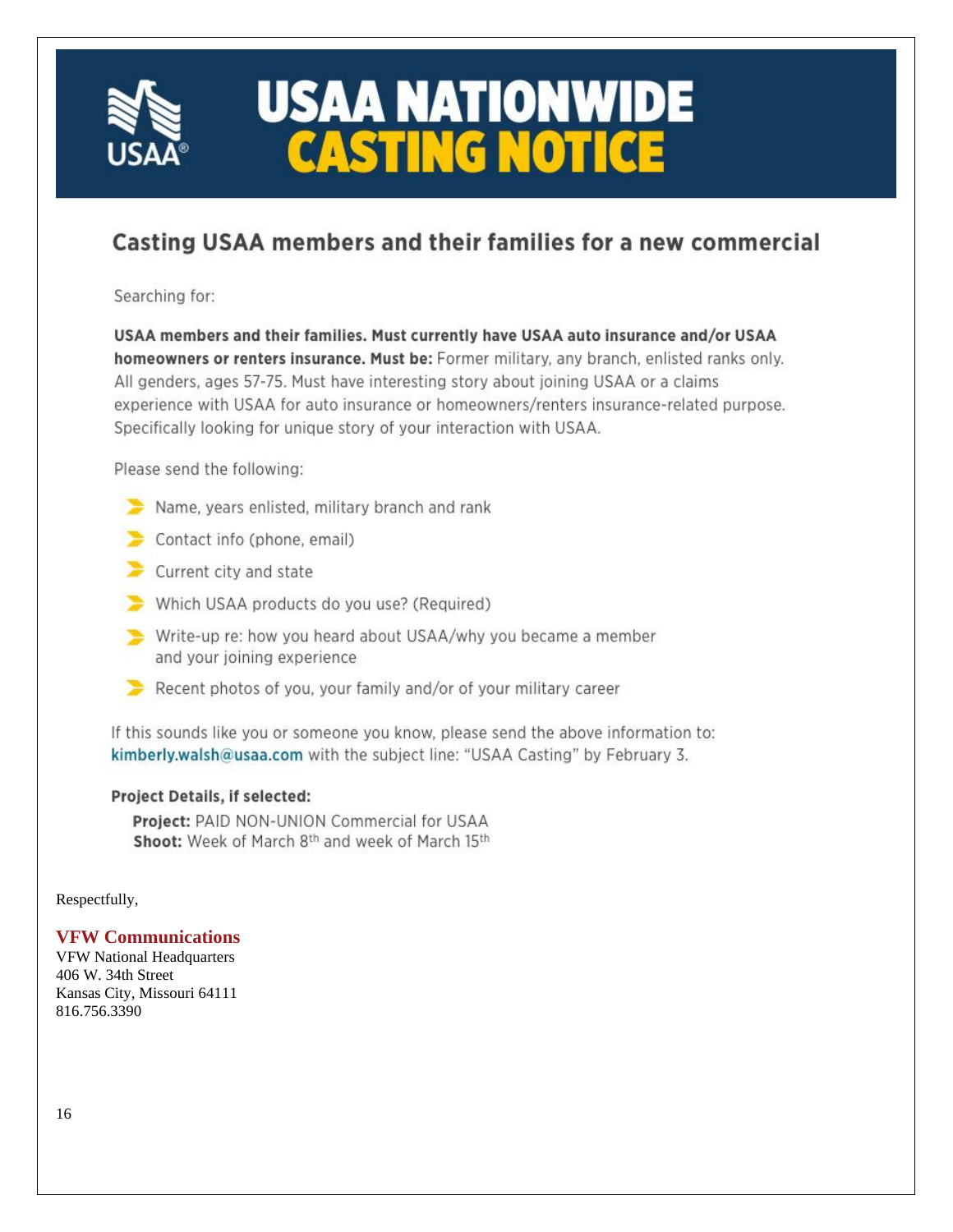# USAA NATIONWIDE CASTING NOTICE

## Casting USAA members and their families for a new commercial

Searching for:

**USAA members and their families. Must currently have USAA auto insurance and/or USAA homeowners or renters insurance. Must be:** Former military, any branch, enlisted ranks only. All genders, ages 57-75. Must have interesting story about joining USAA or a claims experience with USAA for auto insurance or homeowners/renters insurance-related purpose. Specifically looking for unique story of your interaction with USAA.

Please send the following:

- Name, years enlisted, military branch and rank
- Contact info (phone, email)
- Current city and state
- Which USAA products do you use? (Required)
- Write-up re: how you heard about USAA/why you became a member and your joining experience
- Recent photos of you, your family and/or of your military career

If this sounds like you or someone you know, please send the above information to: kimberly.walsh@usaa.com with the subject line: "USAA Casting" by February 3.

**Project Details, if selected:**

**Project:** PAID NON-UNION Commercial for USAA
**Shoot:** Week of March 8th and week of March 15th

Respectfully,

**VFW Communications**
VFW National Headquarters
406 W. 34th Street
Kansas City, Missouri 64111
816.756.3390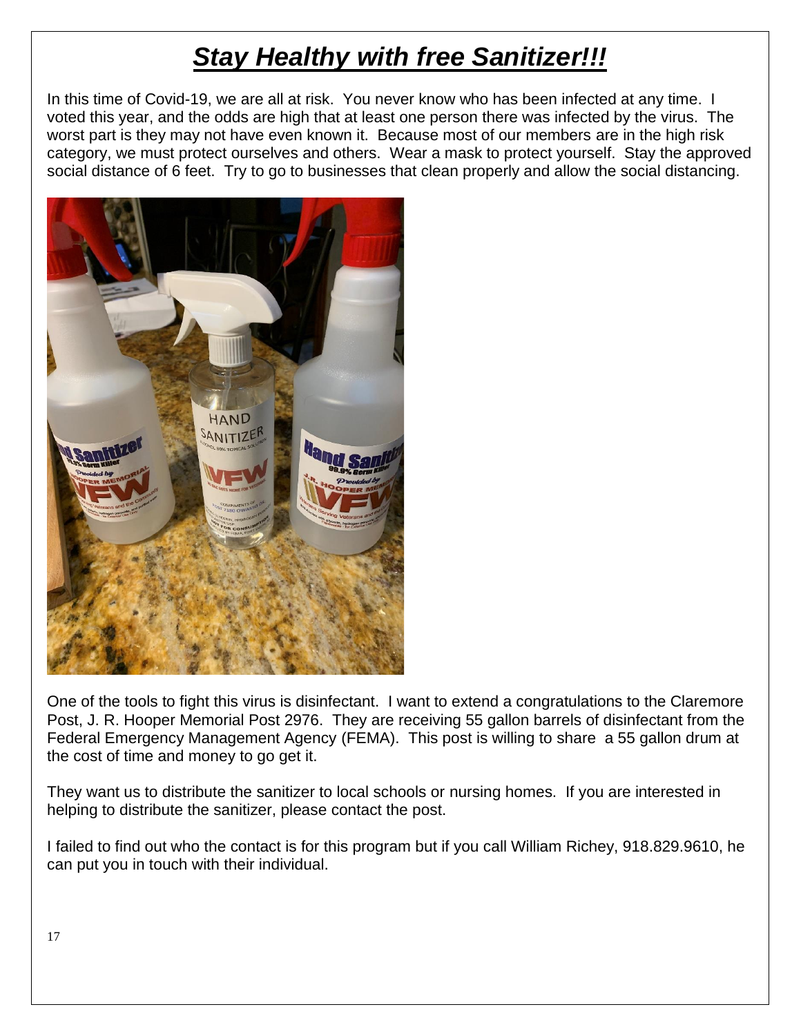# ***Stay Healthy with free Sanitizer!!!***

In this time of Covid-19, we are all at risk. You never know who has been infected at any time. I voted this year, and the odds are high that at least one person there was infected by the virus. The worst part is they may not have even known it. Because most of our members are in the high risk category, we must protect ourselves and others. Wear a mask to protect yourself. Stay the approved social distance of 6 feet. Try to go to businesses that clean properly and allow the social distancing.

One of the tools to fight this virus is disinfectant. I want to extend a congratulations to the Claremore Post, J. R. Hooper Memorial Post 2976. They are receiving 55 gallon barrels of disinfectant from the Federal Emergency Management Agency (FEMA). This post is willing to share a 55 gallon drum at the cost of time and money to go get it.

They want us to distribute the sanitizer to local schools or nursing homes. If you are interested in helping to distribute the sanitizer, please contact the post.

I failed to find out who the contact is for this program but if you call William Richey, 918.829.9610, he can put you in touch with their individual.